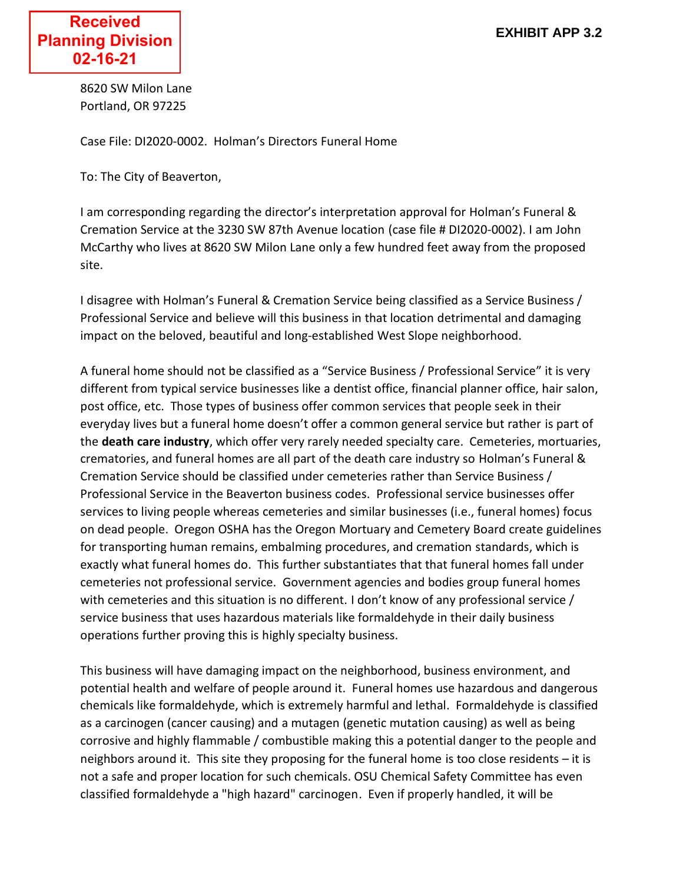Received
Planning Division
02-16-21

EXHIBIT APP 3.2

8620 SW Milon Lane
Portland, OR 97225

Case File: DI2020-0002. Holman's Directors Funeral Home

To: The City of Beaverton,

I am corresponding regarding the director's interpretation approval for Holman's Funeral & Cremation Service at the 3230 SW 87th Avenue location (case file # DI2020-0002). I am John McCarthy who lives at 8620 SW Milon Lane only a few hundred feet away from the proposed site.

I disagree with Holman's Funeral & Cremation Service being classified as a Service Business / Professional Service and believe will this business in that location detrimental and damaging impact on the beloved, beautiful and long-established West Slope neighborhood.

A funeral home should not be classified as a "Service Business / Professional Service" it is very different from typical service businesses like a dentist office, financial planner office, hair salon, post office, etc. Those types of business offer common services that people seek in their everyday lives but a funeral home doesn't offer a common general service but rather is part of the **death care industry**, which offer very rarely needed specialty care. Cemeteries, mortuaries, crematories, and funeral homes are all part of the death care industry so Holman's Funeral & Cremation Service should be classified under cemeteries rather than Service Business / Professional Service in the Beaverton business codes. Professional service businesses offer services to living people whereas cemeteries and similar businesses (i.e., funeral homes) focus on dead people. Oregon OSHA has the Oregon Mortuary and Cemetery Board create guidelines for transporting human remains, embalming procedures, and cremation standards, which is exactly what funeral homes do. This further substantiates that that funeral homes fall under cemeteries not professional service. Government agencies and bodies group funeral homes with cemeteries and this situation is no different. I don't know of any professional service / service business that uses hazardous materials like formaldehyde in their daily business operations further proving this is highly specialty business.

This business will have damaging impact on the neighborhood, business environment, and potential health and welfare of people around it. Funeral homes use hazardous and dangerous chemicals like formaldehyde, which is extremely harmful and lethal. Formaldehyde is classified as a carcinogen (cancer causing) and a mutagen (genetic mutation causing) as well as being corrosive and highly flammable / combustible making this a potential danger to the people and neighbors around it. This site they proposing for the funeral home is too close residents – it is not a safe and proper location for such chemicals. OSU Chemical Safety Committee has even classified formaldehyde a "high hazard" carcinogen. Even if properly handled, it will be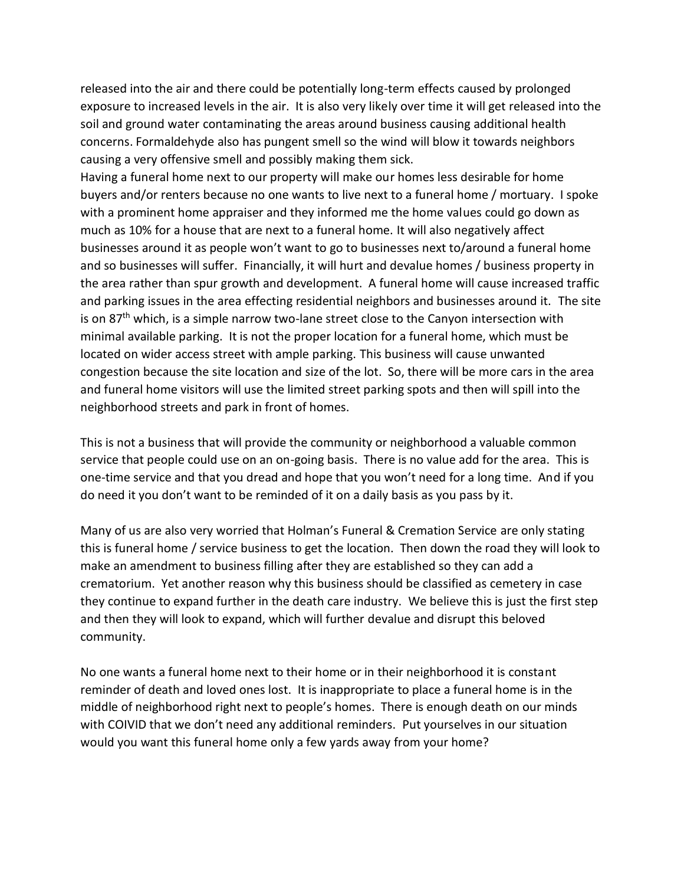released into the air and there could be potentially long-term effects caused by prolonged exposure to increased levels in the air. It is also very likely over time it will get released into the soil and ground water contaminating the areas around business causing additional health concerns. Formaldehyde also has pungent smell so the wind will blow it towards neighbors causing a very offensive smell and possibly making them sick.

Having a funeral home next to our property will make our homes less desirable for home buyers and/or renters because no one wants to live next to a funeral home / mortuary. I spoke with a prominent home appraiser and they informed me the home values could go down as much as 10% for a house that are next to a funeral home. It will also negatively affect businesses around it as people won't want to go to businesses next to/around a funeral home and so businesses will suffer. Financially, it will hurt and devalue homes / business property in the area rather than spur growth and development. A funeral home will cause increased traffic and parking issues in the area effecting residential neighbors and businesses around it. The site is on 87th which, is a simple narrow two-lane street close to the Canyon intersection with minimal available parking. It is not the proper location for a funeral home, which must be located on wider access street with ample parking. This business will cause unwanted congestion because the site location and size of the lot. So, there will be more cars in the area and funeral home visitors will use the limited street parking spots and then will spill into the neighborhood streets and park in front of homes.

This is not a business that will provide the community or neighborhood a valuable common service that people could use on an on-going basis. There is no value add for the area. This is one-time service and that you dread and hope that you won't need for a long time. And if you do need it you don't want to be reminded of it on a daily basis as you pass by it.

Many of us are also very worried that Holman's Funeral & Cremation Service are only stating this is funeral home / service business to get the location. Then down the road they will look to make an amendment to business filling after they are established so they can add a crematorium. Yet another reason why this business should be classified as cemetery in case they continue to expand further in the death care industry. We believe this is just the first step and then they will look to expand, which will further devalue and disrupt this beloved community.

No one wants a funeral home next to their home or in their neighborhood it is constant reminder of death and loved ones lost. It is inappropriate to place a funeral home is in the middle of neighborhood right next to people's homes. There is enough death on our minds with COIVID that we don't need any additional reminders. Put yourselves in our situation would you want this funeral home only a few yards away from your home?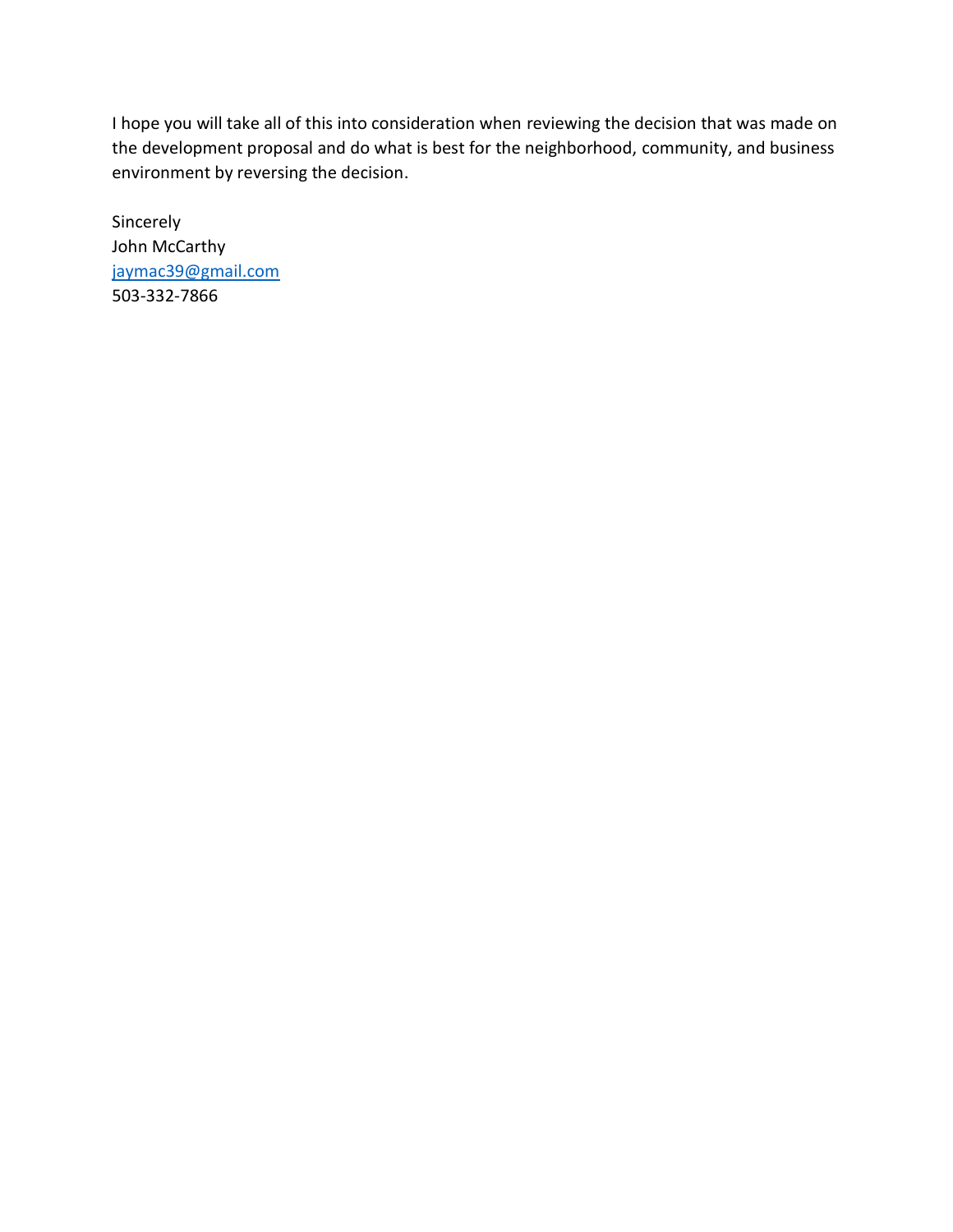I hope you will take all of this into consideration when reviewing the decision that was made on the development proposal and do what is best for the neighborhood, community, and business environment by reversing the decision.

Sincerely  
John McCarthy  
jaymac39@gmail.com  
503-332-7866